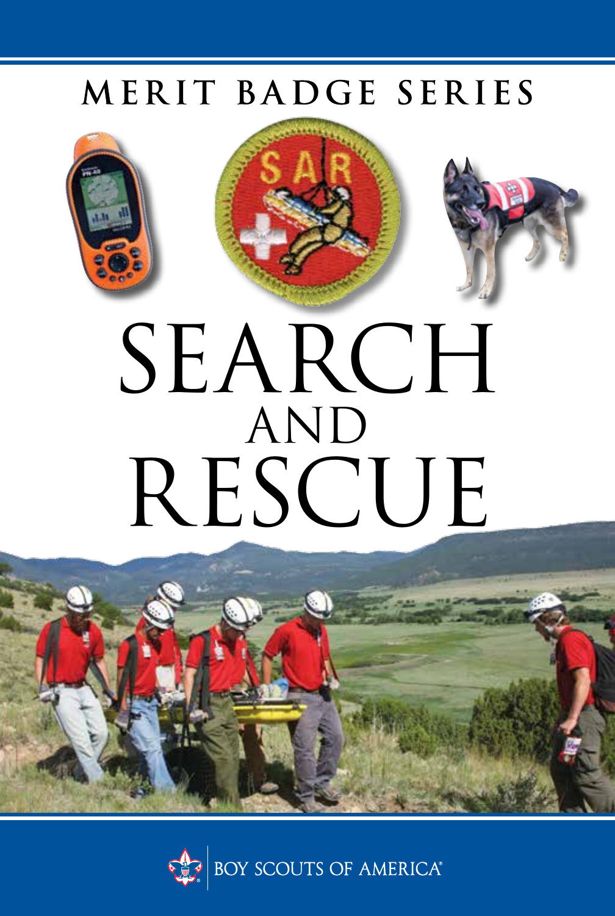MERIT BADGE SERIES

# SEARCH AND RESCUE

BOY SCOUTS OF AMERICA®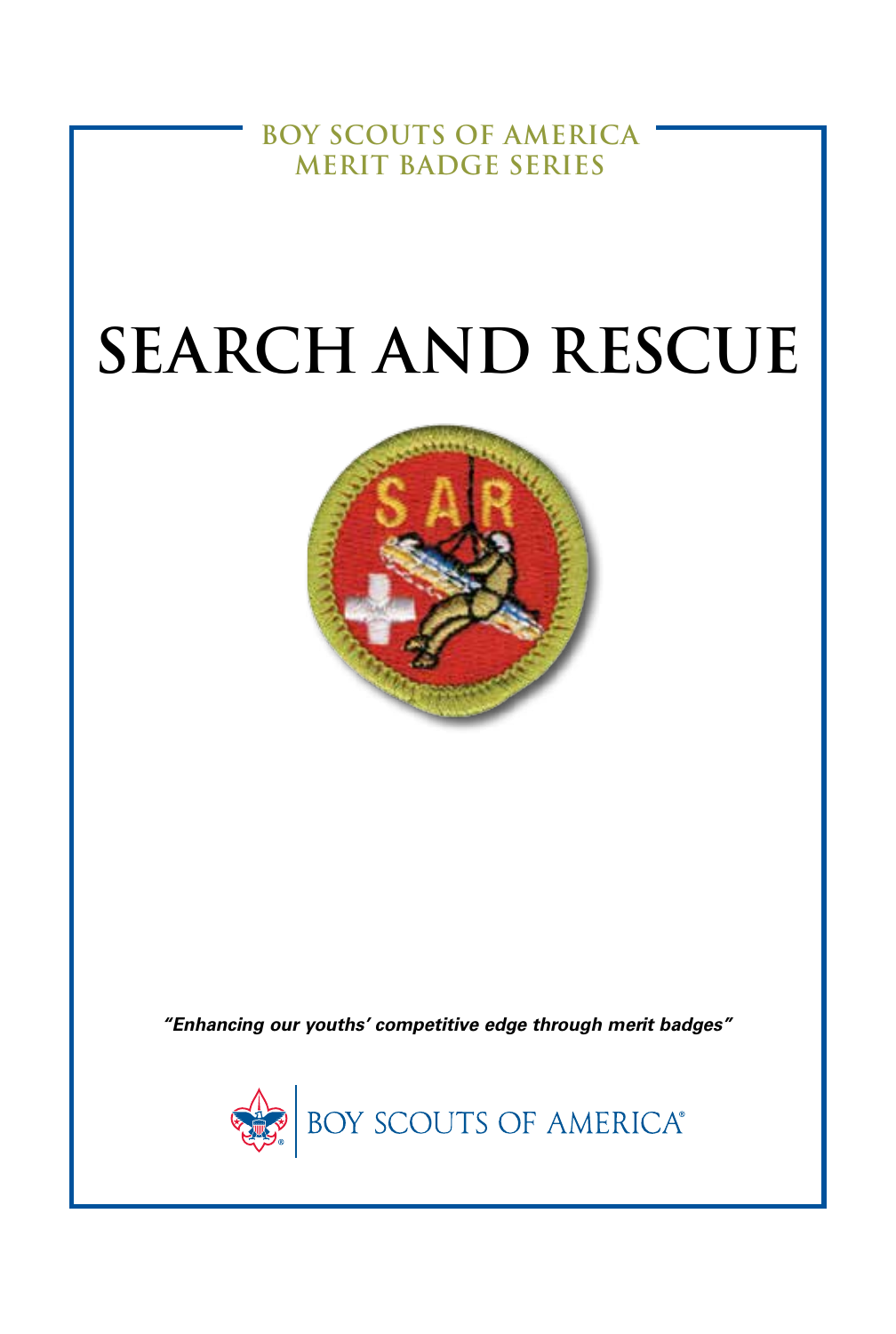BOY SCOUTS OF AMERICA
MERIT BADGE SERIES

# SEARCH AND RESCUE

*"Enhancing our youths' competitive edge through merit badges"*

BOY SCOUTS OF AMERICA®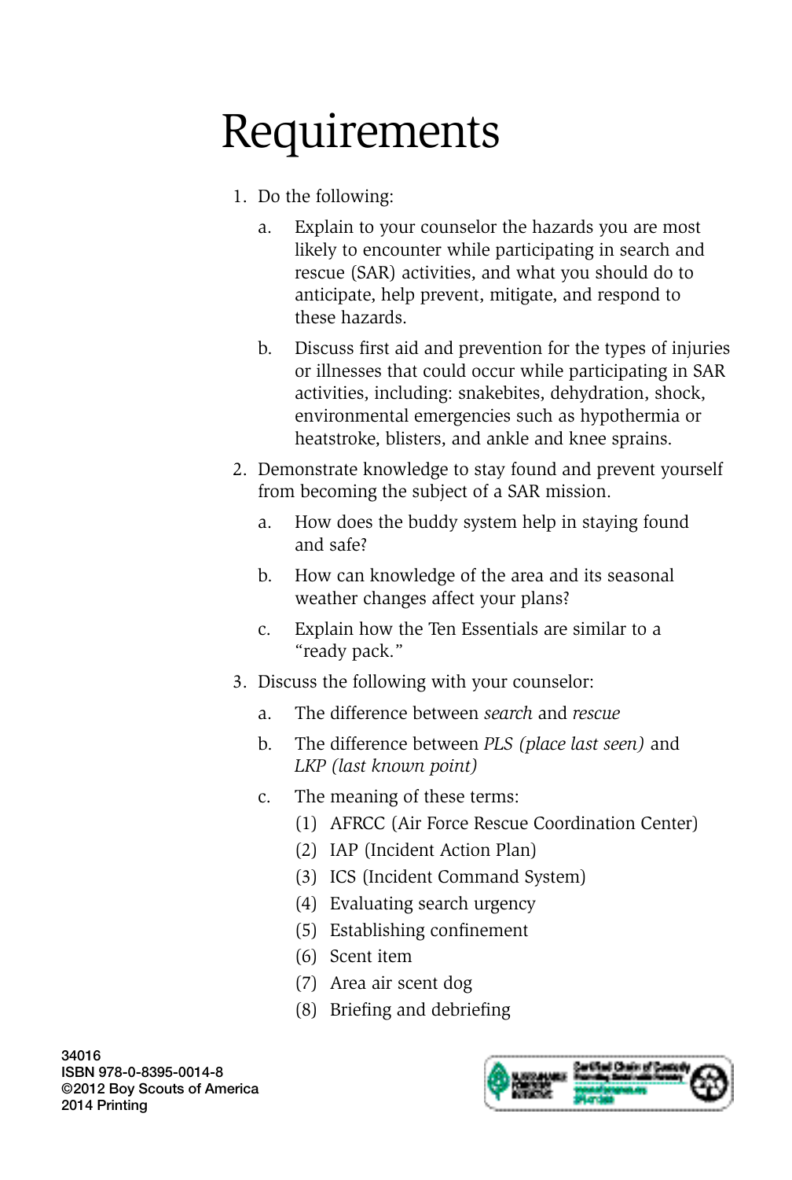# Requirements

1. Do the following:
   a. Explain to your counselor the hazards you are most likely to encounter while participating in search and rescue (SAR) activities, and what you should do to anticipate, help prevent, mitigate, and respond to these hazards.

   b. Discuss first aid and prevention for the types of injuries or illnesses that could occur while participating in SAR activities, including: snakebites, dehydration, shock, environmental emergencies such as hypothermia or heatstroke, blisters, and ankle and knee sprains.

2. Demonstrate knowledge to stay found and prevent yourself from becoming the subject of a SAR mission.
   a. How does the buddy system help in staying found and safe?

   b. How can knowledge of the area and its seasonal weather changes affect your plans?

   c. Explain how the Ten Essentials are similar to a "ready pack."

3. Discuss the following with your counselor:
   a. The difference between *search* and *rescue*

   b. The difference between *PLS (place last seen)* and *LKP (last known point)*

   c. The meaning of these terms:
      (1) AFRCC (Air Force Rescue Coordination Center)
      (2) IAP (Incident Action Plan)
      (3) ICS (Incident Command System)
      (4) Evaluating search urgency
      (5) Establishing confinement
      (6) Scent item
      (7) Area air scent dog
      (8) Briefing and debriefing

34016
ISBN 978-0-8395-0014-8
©2012 Boy Scouts of America
2014 Printing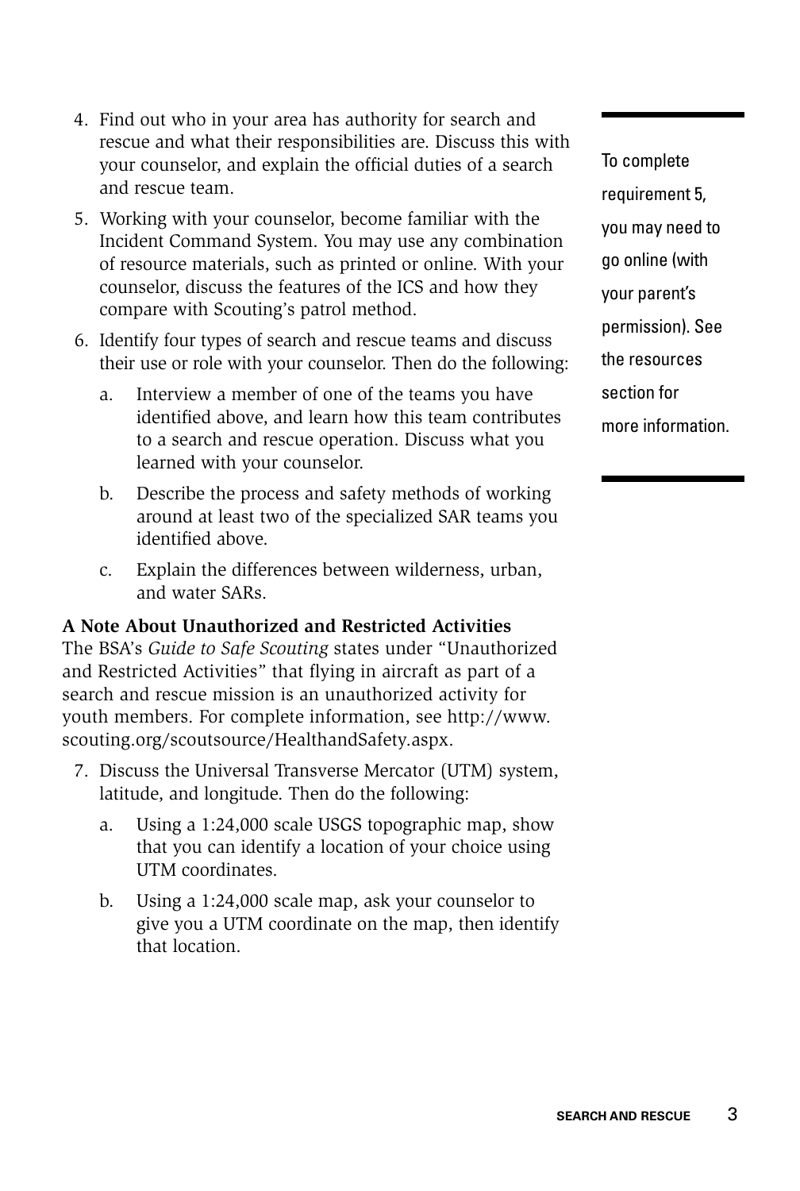4. Find out who in your area has authority for search and rescue and what their responsibilities are. Discuss this with your counselor, and explain the official duties of a search and rescue team.
5. Working with your counselor, become familiar with the Incident Command System. You may use any combination of resource materials, such as printed or online. With your counselor, discuss the features of the ICS and how they compare with Scouting's patrol method.
6. Identify four types of search and rescue teams and discuss their use or role with your counselor. Then do the following:
   a. Interview a member of one of the teams you have identified above, and learn how this team contributes to a search and rescue operation. Discuss what you learned with your counselor.
   b. Describe the process and safety methods of working around at least two of the specialized SAR teams you identified above.
   c. Explain the differences between wilderness, urban, and water SARs.

To complete requirement 5, you may need to go online (with your parent's permission). See the resources section for more information.

**A Note About Unauthorized and Restricted Activities**
The BSA's *Guide to Safe Scouting* states under "Unauthorized and Restricted Activities" that flying in aircraft as part of a search and rescue mission is an unauthorized activity for youth members. For complete information, see http://www.scouting.org/scoutsource/HealthandSafety.aspx.

7. Discuss the Universal Transverse Mercator (UTM) system, latitude, and longitude. Then do the following:
   a. Using a 1:24,000 scale USGS topographic map, show that you can identify a location of your choice using UTM coordinates.
   b. Using a 1:24,000 scale map, ask your counselor to give you a UTM coordinate on the map, then identify that location.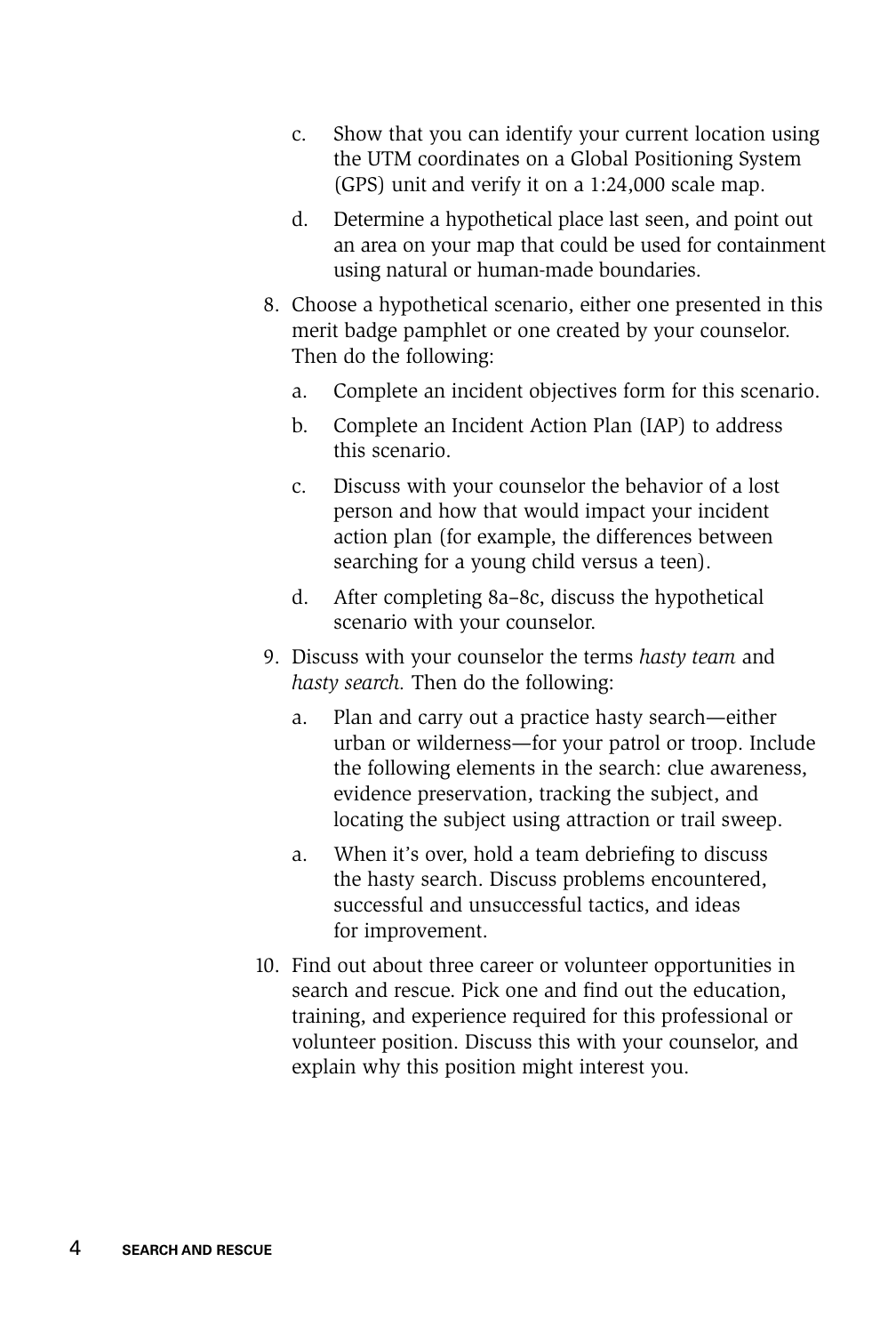c. Show that you can identify your current location using the UTM coordinates on a Global Positioning System (GPS) unit and verify it on a 1:24,000 scale map.

d. Determine a hypothetical place last seen, and point out an area on your map that could be used for containment using natural or human-made boundaries.

8. Choose a hypothetical scenario, either one presented in this merit badge pamphlet or one created by your counselor. Then do the following:

   a. Complete an incident objectives form for this scenario.

   b. Complete an Incident Action Plan (IAP) to address this scenario.

   c. Discuss with your counselor the behavior of a lost person and how that would impact your incident action plan (for example, the differences between searching for a young child versus a teen).

   d. After completing 8a–8c, discuss the hypothetical scenario with your counselor.

9. Discuss with your counselor the terms *hasty team* and *hasty search.* Then do the following:

   a. Plan and carry out a practice hasty search—either urban or wilderness—for your patrol or troop. Include the following elements in the search: clue awareness, evidence preservation, tracking the subject, and locating the subject using attraction or trail sweep.

   a. When it's over, hold a team debriefing to discuss the hasty search. Discuss problems encountered, successful and unsuccessful tactics, and ideas for improvement.

10. Find out about three career or volunteer opportunities in search and rescue. Pick one and find out the education, training, and experience required for this professional or volunteer position. Discuss this with your counselor, and explain why this position might interest you.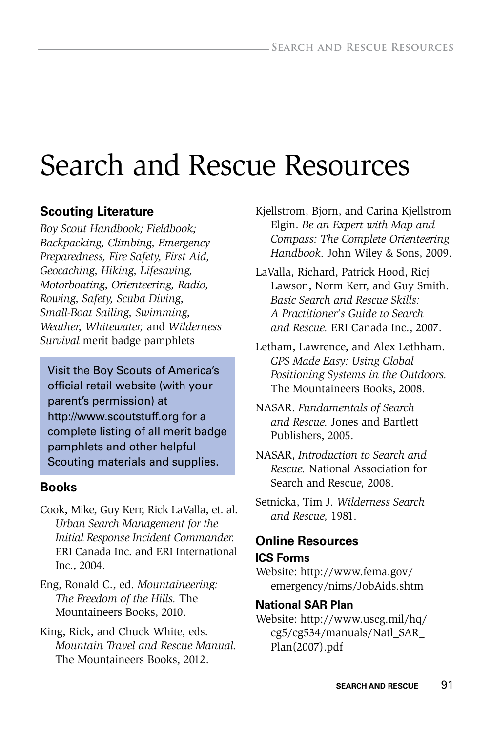# Search and Rescue Resources

## Scouting Literature

*Boy Scout Handbook; Fieldbook; Backpacking, Climbing, Emergency Preparedness, Fire Safety, First Aid, Geocaching, Hiking, Lifesaving, Motorboating, Orienteering, Radio, Rowing, Safety, Scuba Diving, Small-Boat Sailing, Swimming, Weather, Whitewater,* and *Wilderness Survival* merit badge pamphlets

> Visit the Boy Scouts of America's official retail website (with your parent's permission) at http://www.scoutstuff.org for a complete listing of all merit badge pamphlets and other helpful Scouting materials and supplies.

## Books

Cook, Mike, Guy Kerr, Rick LaValla, et. al. *Urban Search Management for the Initial Response Incident Commander.* ERI Canada Inc. and ERI International Inc., 2004.

Eng, Ronald C., ed. *Mountaineering: The Freedom of the Hills.* The Mountaineers Books, 2010.

King, Rick, and Chuck White, eds. *Mountain Travel and Rescue Manual.* The Mountaineers Books, 2012.

Kjellstrom, Bjorn, and Carina Kjellstrom Elgin. *Be an Expert with Map and Compass: The Complete Orienteering Handbook.* John Wiley & Sons, 2009.

LaValla, Richard, Patrick Hood, Ricj Lawson, Norm Kerr, and Guy Smith. *Basic Search and Rescue Skills: A Practitioner's Guide to Search and Rescue.* ERI Canada Inc., 2007.

Letham, Lawrence, and Alex Lethham. *GPS Made Easy: Using Global Positioning Systems in the Outdoors.* The Mountaineers Books, 2008.

NASAR. *Fundamentals of Search and Rescue.* Jones and Bartlett Publishers, 2005.

NASAR, *Introduction to Search and Rescue.* National Association for Search and Rescue*,* 2008.

Setnicka, Tim J. *Wilderness Search and Rescue,* 1981.

## Online Resources

### ICS Forms

Website: http://www.fema.gov/emergency/nims/JobAids.shtm

### National SAR Plan

Website: http://www.uscg.mil/hq/cg5/cg534/manuals/Natl_SAR_Plan(2007).pdf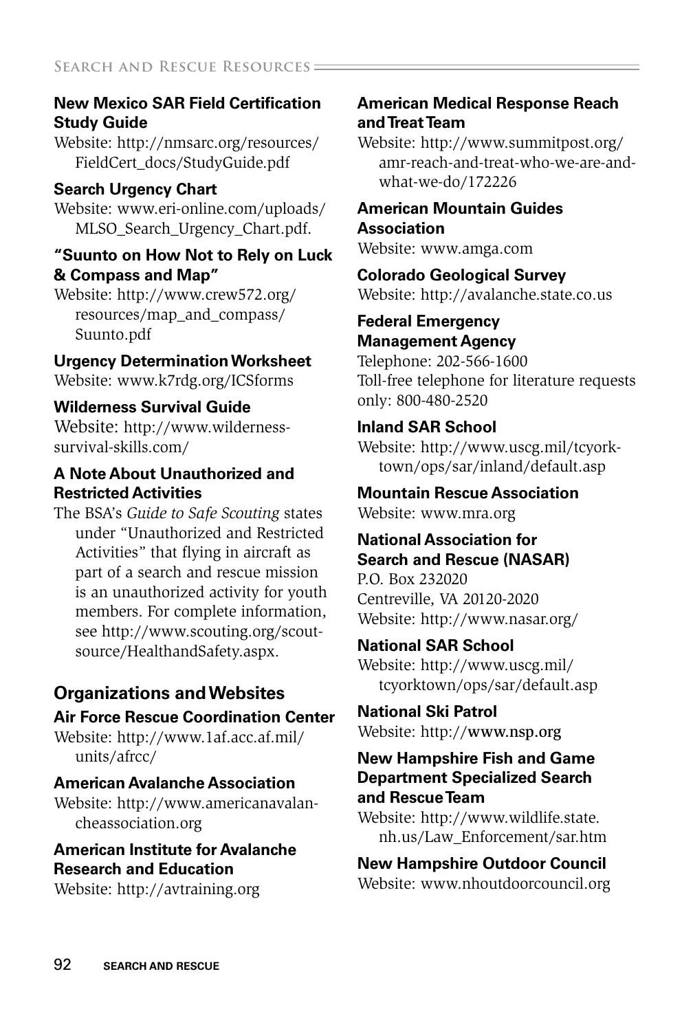**New Mexico SAR Field Certification Study Guide**

Website: http://nmsarc.org/resources/FieldCert_docs/StudyGuide.pdf

**Search Urgency Chart**

Website: www.eri-online.com/uploads/MLSO_Search_Urgency_Chart.pdf.

**"Suunto on How Not to Rely on Luck & Compass and Map"**

Website: http://www.crew572.org/resources/map_and_compass/Suunto.pdf

**Urgency Determination Worksheet**

Website: www.k7rdg.org/ICSforms

**Wilderness Survival Guide**

Website: http://www.wilderness-survival-skills.com/

### A Note About Unauthorized and Restricted Activities

The BSA's *Guide to Safe Scouting* states under "Unauthorized and Restricted Activities" that flying in aircraft as part of a search and rescue mission is an unauthorized activity for youth members. For complete information, see http://www.scouting.org/scoutsource/HealthandSafety.aspx.

## Organizations and Websites

**Air Force Rescue Coordination Center**

Website: http://www.1af.acc.af.mil/units/afrcc/

**American Avalanche Association**

Website: http://www.americanavalancheassociation.org

**American Institute for Avalanche Research and Education**

Website: http://avtraining.org

**American Medical Response Reach and Treat Team**

Website: http://www.summitpost.org/amr-reach-and-treat-who-we-are-and-what-we-do/172226

**American Mountain Guides Association**

Website: www.amga.com

**Colorado Geological Survey**

Website: http://avalanche.state.co.us

**Federal Emergency Management Agency**

Telephone: 202-566-1600
Toll-free telephone for literature requests only: 800-480-2520

**Inland SAR School**

Website: http://www.uscg.mil/tcyorktown/ops/sar/inland/default.asp

**Mountain Rescue Association**

Website: www.mra.org

**National Association for Search and Rescue (NASAR)**

P.O. Box 232020
Centreville, VA 20120-2020
Website: http://www.nasar.org/

**National SAR School**

Website: http://www.uscg.mil/tcyorktown/ops/sar/default.asp

**National Ski Patrol**

Website: http://www.nsp.org

**New Hampshire Fish and Game Department Specialized Search and Rescue Team**

Website: http://www.wildlife.state.nh.us/Law_Enforcement/sar.htm

**New Hampshire Outdoor Council**

Website: www.nhoutdoorcouncil.org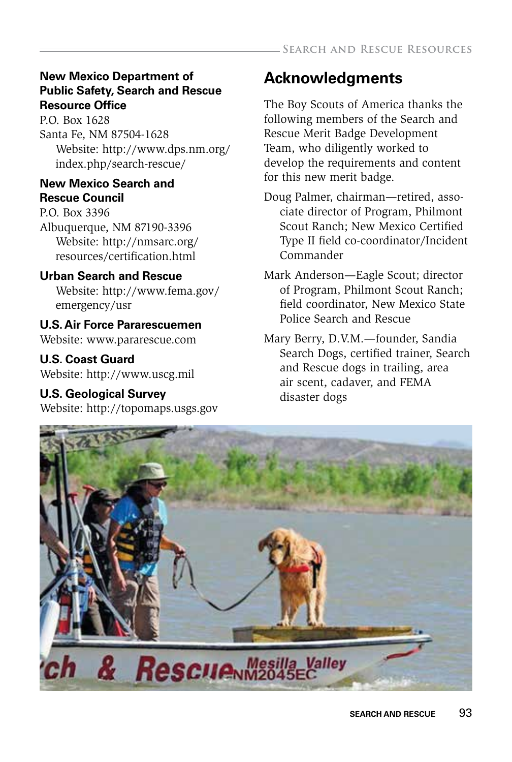**New Mexico Department of Public Safety, Search and Rescue Resource Office**
P.O. Box 1628
Santa Fe, NM 87504-1628
Website: http://www.dps.nm.org/index.php/search-rescue/

**New Mexico Search and Rescue Council**
P.O. Box 3396
Albuquerque, NM 87190-3396
Website: http://nmsarc.org/resources/certification.html

**Urban Search and Rescue**
Website: http://www.fema.gov/emergency/usr

**U.S. Air Force Pararescuemen**
Website: www.pararescue.com

**U.S. Coast Guard**
Website: http://www.uscg.mil

**U.S. Geological Survey**
Website: http://topomaps.usgs.gov

## Acknowledgments

The Boy Scouts of America thanks the following members of the Search and Rescue Merit Badge Development Team, who diligently worked to develop the requirements and content for this new merit badge.

Doug Palmer, chairman—retired, associate director of Program, Philmont Scout Ranch; New Mexico Certified Type II field co-coordinator/Incident Commander

Mark Anderson—Eagle Scout; director of Program, Philmont Scout Ranch; field coordinator, New Mexico State Police Search and Rescue

Mary Berry, D.V.M.—founder, Sandia Search Dogs, certified trainer, Search and Rescue dogs in trailing, area air scent, cadaver, and FEMA disaster dogs